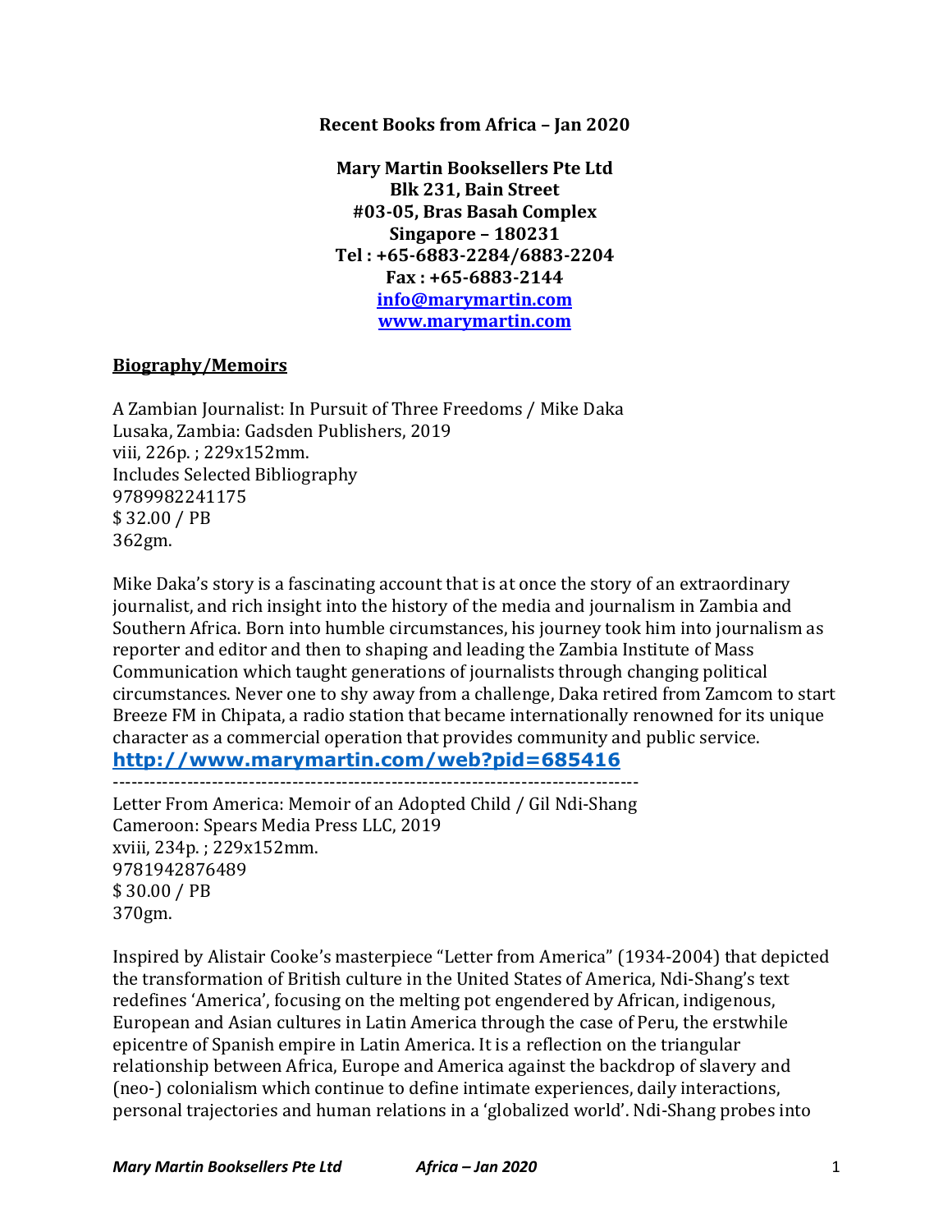**Recent Books from Africa – Jan 2020**

**Mary Martin Booksellers Pte Ltd**
**Blk 231, Bain Street**
**#03-05, Bras Basah Complex**
**Singapore – 180231**
**Tel : +65-6883-2284/6883-2204**
**Fax : +65-6883-2144**
**[info@marymartin.com](mailto:info@marymartin.com)**
**[www.marymartin.com](http://www.marymartin.com)**

## Biography/Memoirs

A Zambian Journalist: In Pursuit of Three Freedoms / Mike Daka
Lusaka, Zambia: Gadsden Publishers, 2019
viii, 226p. ; 229x152mm.
Includes Selected Bibliography
9789982241175
$ 32.00 / PB
362gm.

Mike Daka's story is a fascinating account that is at once the story of an extraordinary journalist, and rich insight into the history of the media and journalism in Zambia and Southern Africa. Born into humble circumstances, his journey took him into journalism as reporter and editor and then to shaping and leading the Zambia Institute of Mass Communication which taught generations of journalists through changing political circumstances. Never one to shy away from a challenge, Daka retired from Zamcom to start Breeze FM in Chipata, a radio station that became internationally renowned for its unique character as a commercial operation that provides community and public service.
**[http://www.marymartin.com/web?pid=685416](http://www.marymartin.com/web?pid=685416)**

---

Letter From America: Memoir of an Adopted Child / Gil Ndi-Shang
Cameroon: Spears Media Press LLC, 2019
xviii, 234p. ; 229x152mm.
9781942876489
$ 30.00 / PB
370gm.

Inspired by Alistair Cooke's masterpiece "Letter from America" (1934-2004) that depicted the transformation of British culture in the United States of America, Ndi-Shang's text redefines 'America', focusing on the melting pot engendered by African, indigenous, European and Asian cultures in Latin America through the case of Peru, the erstwhile epicentre of Spanish empire in Latin America. It is a reflection on the triangular relationship between Africa, Europe and America against the backdrop of slavery and (neo-) colonialism which continue to define intimate experiences, daily interactions, personal trajectories and human relations in a 'globalized world'. Ndi-Shang probes into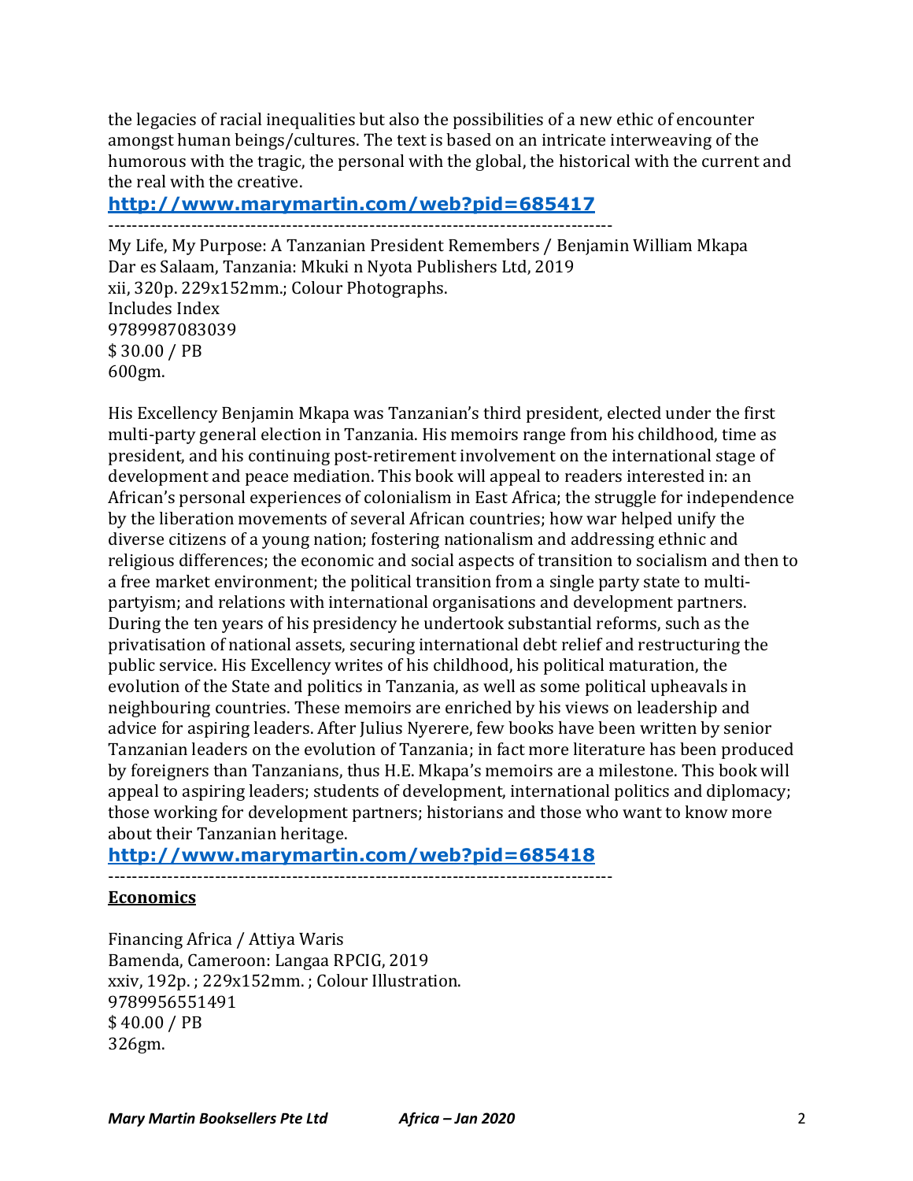the legacies of racial inequalities but also the possibilities of a new ethic of encounter amongst human beings/cultures. The text is based on an intricate interweaving of the humorous with the tragic, the personal with the global, the historical with the current and the real with the creative.

**http://www.marymartin.com/web?pid=685417**

--------------------------------------------------------------------------------------

My Life, My Purpose: A Tanzanian President Remembers / Benjamin William Mkapa
Dar es Salaam, Tanzania: Mkuki n Nyota Publishers Ltd, 2019
xii, 320p. 229x152mm.; Colour Photographs.
Includes Index
9789987083039
$ 30.00 / PB
600gm.

His Excellency Benjamin Mkapa was Tanzanian's third president, elected under the first multi-party general election in Tanzania. His memoirs range from his childhood, time as president, and his continuing post-retirement involvement on the international stage of development and peace mediation. This book will appeal to readers interested in: an African's personal experiences of colonialism in East Africa; the struggle for independence by the liberation movements of several African countries; how war helped unify the diverse citizens of a young nation; fostering nationalism and addressing ethnic and religious differences; the economic and social aspects of transition to socialism and then to a free market environment; the political transition from a single party state to multi-partyism; and relations with international organisations and development partners. During the ten years of his presidency he undertook substantial reforms, such as the privatisation of national assets, securing international debt relief and restructuring the public service. His Excellency writes of his childhood, his political maturation, the evolution of the State and politics in Tanzania, as well as some political upheavals in neighbouring countries. These memoirs are enriched by his views on leadership and advice for aspiring leaders. After Julius Nyerere, few books have been written by senior Tanzanian leaders on the evolution of Tanzania; in fact more literature has been produced by foreigners than Tanzanians, thus H.E. Mkapa's memoirs are a milestone. This book will appeal to aspiring leaders; students of development, international politics and diplomacy; those working for development partners; historians and those who want to know more about their Tanzanian heritage.

**http://www.marymartin.com/web?pid=685418**

--------------------------------------------------------------------------------------

**Economics**

Financing Africa / Attiya Waris
Bamenda, Cameroon: Langaa RPCIG, 2019
xxiv, 192p. ; 229x152mm. ; Colour Illustration.
9789956551491
$ 40.00 / PB
326gm.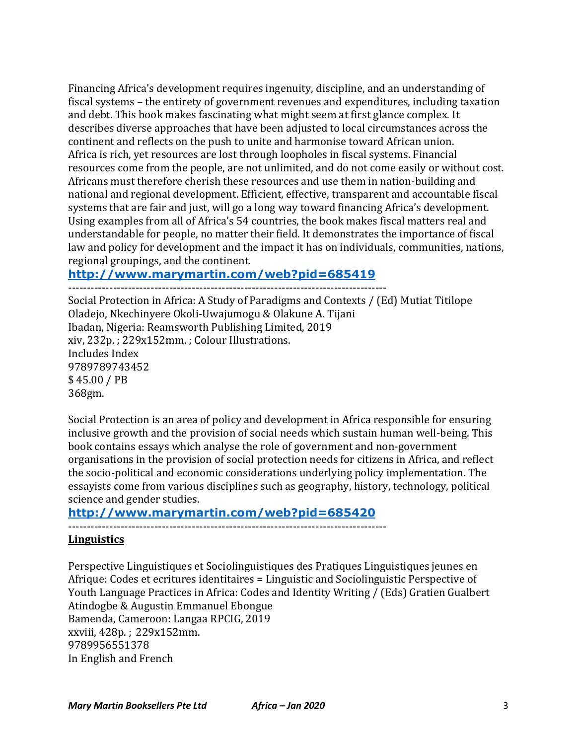Financing Africa's development requires ingenuity, discipline, and an understanding of fiscal systems – the entirety of government revenues and expenditures, including taxation and debt. This book makes fascinating what might seem at first glance complex. It describes diverse approaches that have been adjusted to local circumstances across the continent and reflects on the push to unite and harmonise toward African union. Africa is rich, yet resources are lost through loopholes in fiscal systems. Financial resources come from the people, are not unlimited, and do not come easily or without cost. Africans must therefore cherish these resources and use them in nation-building and national and regional development. Efficient, effective, transparent and accountable fiscal systems that are fair and just, will go a long way toward financing Africa's development. Using examples from all of Africa's 54 countries, the book makes fiscal matters real and understandable for people, no matter their field. It demonstrates the importance of fiscal law and policy for development and the impact it has on individuals, communities, nations, regional groupings, and the continent.

**http://www.marymartin.com/web?pid=685419**

-----------------------------------------------------------------------------------

Social Protection in Africa: A Study of Paradigms and Contexts / (Ed) Mutiat Titilope Oladejo, Nkechinyere Okoli-Uwajumogu & Olakune A. Tijani
Ibadan, Nigeria: Reamsworth Publishing Limited, 2019
xiv, 232p. ; 229x152mm. ; Colour Illustrations.
Includes Index
9789789743452
$ 45.00 / PB
368gm.

Social Protection is an area of policy and development in Africa responsible for ensuring inclusive growth and the provision of social needs which sustain human well-being. This book contains essays which analyse the role of government and non-government organisations in the provision of social protection needs for citizens in Africa, and reflect the socio-political and economic considerations underlying policy implementation. The essayists come from various disciplines such as geography, history, technology, political science and gender studies.

**http://www.marymartin.com/web?pid=685420**

-----------------------------------------------------------------------------------

**Linguistics**

Perspective Linguistiques et Sociolinguistiques des Pratiques Linguistiques jeunes en Afrique: Codes et ecritures identitaires = Linguistic and Sociolinguistic Perspective of Youth Language Practices in Africa: Codes and Identity Writing / (Eds) Gratien Gualbert Atindogbe & Augustin Emmanuel Ebongue
Bamenda, Cameroon: Langaa RPCIG, 2019
xxviii, 428p. ; 229x152mm.
9789956551378
In English and French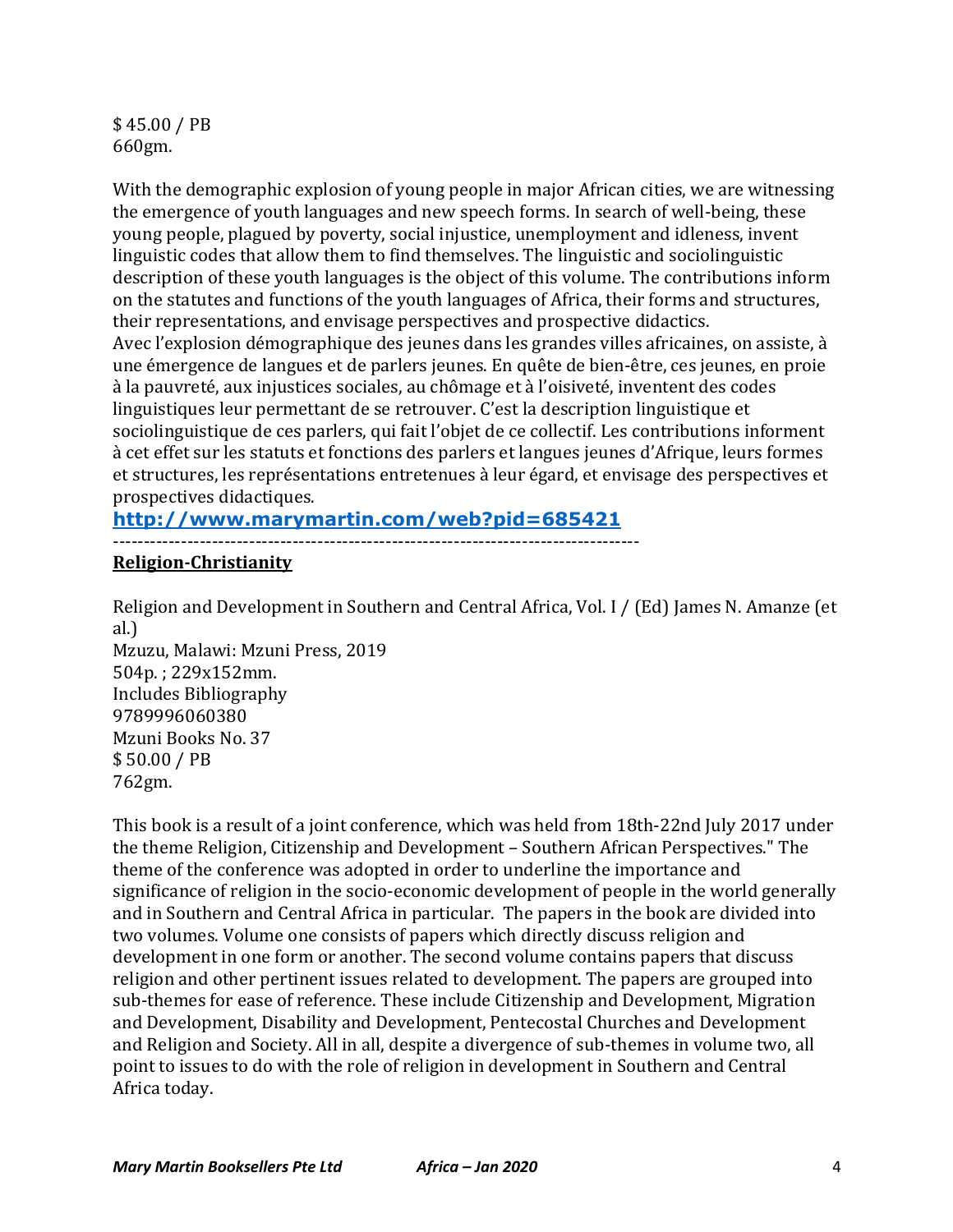$ 45.00 / PB
660gm.

With the demographic explosion of young people in major African cities, we are witnessing the emergence of youth languages and new speech forms. In search of well-being, these young people, plagued by poverty, social injustice, unemployment and idleness, invent linguistic codes that allow them to find themselves. The linguistic and sociolinguistic description of these youth languages is the object of this volume. The contributions inform on the statutes and functions of the youth languages of Africa, their forms and structures, their representations, and envisage perspectives and prospective didactics.
Avec l'explosion démographique des jeunes dans les grandes villes africaines, on assiste, à une émergence de langues et de parlers jeunes. En quête de bien-être, ces jeunes, en proie à la pauvreté, aux injustices sociales, au chômage et à l'oisiveté, inventent des codes linguistiques leur permettant de se retrouver. C'est la description linguistique et sociolinguistique de ces parlers, qui fait l'objet de ce collectif. Les contributions informent à cet effet sur les statuts et fonctions des parlers et langues jeunes d'Afrique, leurs formes et structures, les représentations entretenues à leur égard, et envisage des perspectives et prospectives didactiques.
**http://www.marymartin.com/web?pid=685421**

-----------------------------------------------------------------------------------

**Religion-Christianity**

Religion and Development in Southern and Central Africa, Vol. I / (Ed) James N. Amanze (et al.)
Mzuzu, Malawi: Mzuni Press, 2019
504p. ; 229x152mm.
Includes Bibliography
9789996060380
Mzuni Books No. 37
$ 50.00 / PB
762gm.

This book is a result of a joint conference, which was held from 18th-22nd July 2017 under the theme Religion, Citizenship and Development – Southern African Perspectives." The theme of the conference was adopted in order to underline the importance and significance of religion in the socio-economic development of people in the world generally and in Southern and Central Africa in particular. The papers in the book are divided into two volumes. Volume one consists of papers which directly discuss religion and development in one form or another. The second volume contains papers that discuss religion and other pertinent issues related to development. The papers are grouped into sub-themes for ease of reference. These include Citizenship and Development, Migration and Development, Disability and Development, Pentecostal Churches and Development and Religion and Society. All in all, despite a divergence of sub-themes in volume two, all point to issues to do with the role of religion in development in Southern and Central Africa today.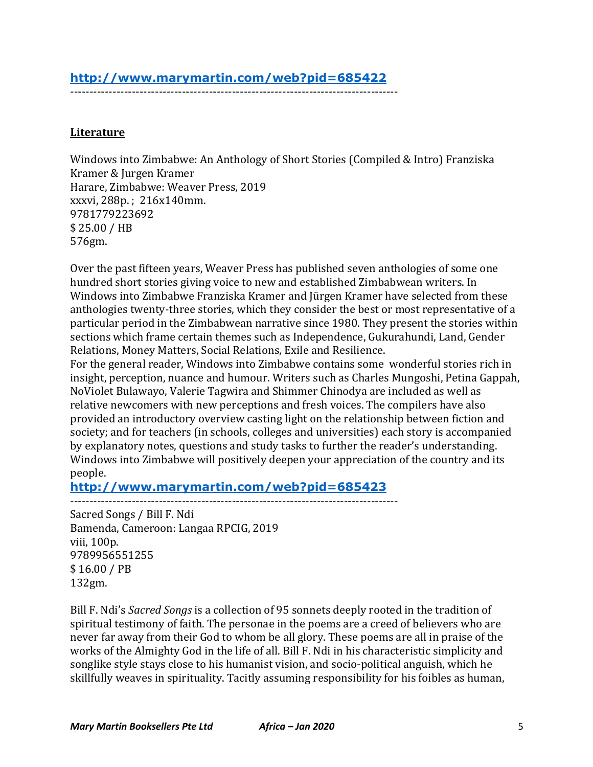**http://www.marymartin.com/web?pid=685422**

---

**Literature**

Windows into Zimbabwe: An Anthology of Short Stories (Compiled & Intro) Franziska Kramer & Jurgen Kramer
Harare, Zimbabwe: Weaver Press, 2019
xxxvi, 288p. ; 216x140mm.
9781779223692
$ 25.00 / HB
576gm.

Over the past fifteen years, Weaver Press has published seven anthologies of some one hundred short stories giving voice to new and established Zimbabwean writers. In Windows into Zimbabwe Franziska Kramer and Jürgen Kramer have selected from these anthologies twenty-three stories, which they consider the best or most representative of a particular period in the Zimbabwean narrative since 1980. They present the stories within sections which frame certain themes such as Independence, Gukurahundi, Land, Gender Relations, Money Matters, Social Relations, Exile and Resilience.
For the general reader, Windows into Zimbabwe contains some wonderful stories rich in insight, perception, nuance and humour. Writers such as Charles Mungoshi, Petina Gappah, NoViolet Bulawayo, Valerie Tagwira and Shimmer Chinodya are included as well as relative newcomers with new perceptions and fresh voices. The compilers have also provided an introductory overview casting light on the relationship between fiction and society; and for teachers (in schools, colleges and universities) each story is accompanied by explanatory notes, questions and study tasks to further the reader's understanding. Windows into Zimbabwe will positively deepen your appreciation of the country and its people.
**http://www.marymartin.com/web?pid=685423**

---

Sacred Songs / Bill F. Ndi
Bamenda, Cameroon: Langaa RPCIG, 2019
viii, 100p.
9789956551255
$ 16.00 / PB
132gm.

Bill F. Ndi's *Sacred Songs* is a collection of 95 sonnets deeply rooted in the tradition of spiritual testimony of faith. The personae in the poems are a creed of believers who are never far away from their God to whom be all glory. These poems are all in praise of the works of the Almighty God in the life of all. Bill F. Ndi in his characteristic simplicity and songlike style stays close to his humanist vision, and socio-political anguish, which he skillfully weaves in spirituality. Tacitly assuming responsibility for his foibles as human,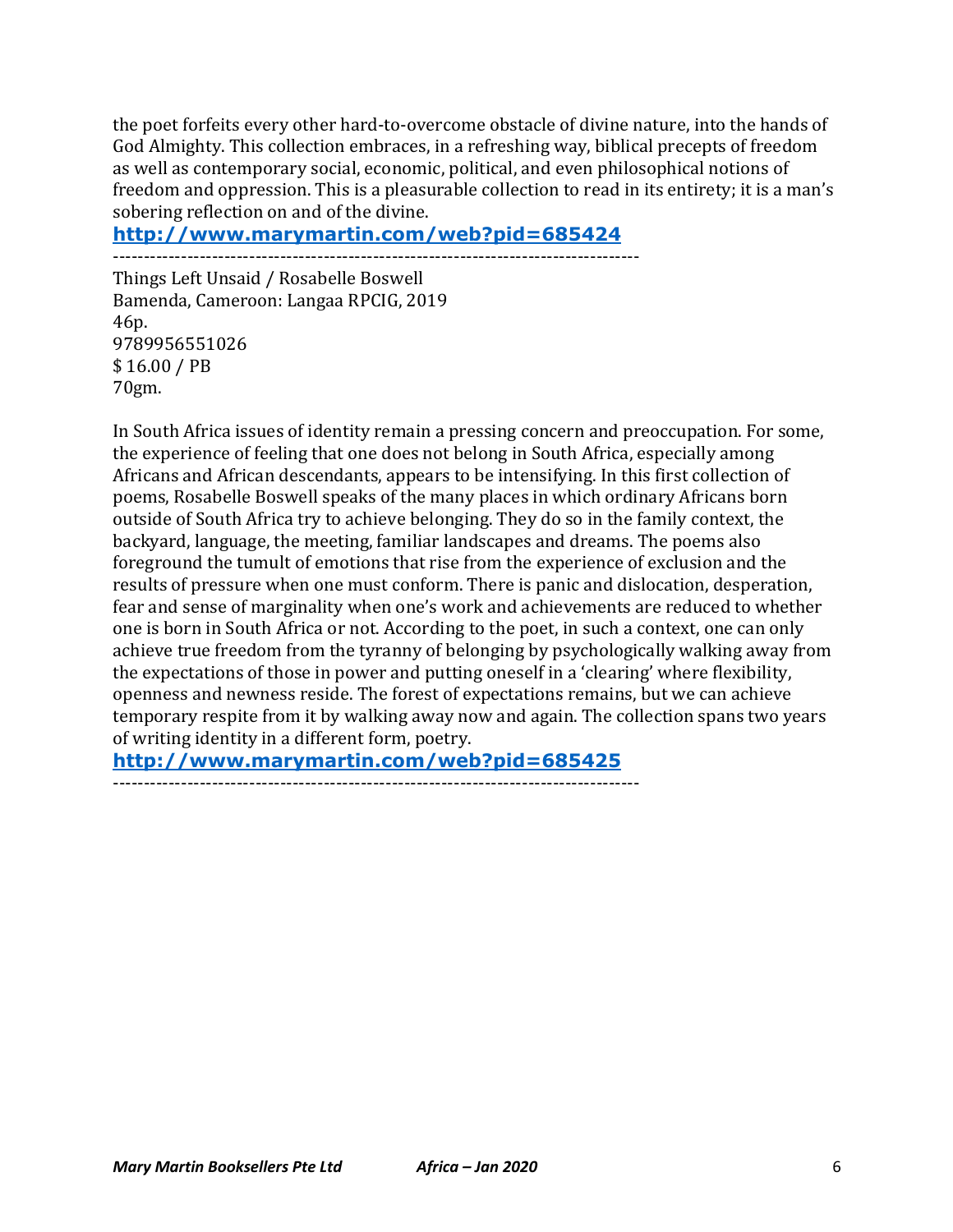the poet forfeits every other hard-to-overcome obstacle of divine nature, into the hands of God Almighty. This collection embraces, in a refreshing way, biblical precepts of freedom as well as contemporary social, economic, political, and even philosophical notions of freedom and oppression. This is a pleasurable collection to read in its entirety; it is a man's sobering reflection on and of the divine.

**http://www.marymartin.com/web?pid=685424**

---

Things Left Unsaid / Rosabelle Boswell
Bamenda, Cameroon: Langaa RPCIG, 2019
46p.
9789956551026
$ 16.00 / PB
70gm.

In South Africa issues of identity remain a pressing concern and preoccupation. For some, the experience of feeling that one does not belong in South Africa, especially among Africans and African descendants, appears to be intensifying. In this first collection of poems, Rosabelle Boswell speaks of the many places in which ordinary Africans born outside of South Africa try to achieve belonging. They do so in the family context, the backyard, language, the meeting, familiar landscapes and dreams. The poems also foreground the tumult of emotions that rise from the experience of exclusion and the results of pressure when one must conform. There is panic and dislocation, desperation, fear and sense of marginality when one's work and achievements are reduced to whether one is born in South Africa or not. According to the poet, in such a context, one can only achieve true freedom from the tyranny of belonging by psychologically walking away from the expectations of those in power and putting oneself in a 'clearing' where flexibility, openness and newness reside. The forest of expectations remains, but we can achieve temporary respite from it by walking away now and again. The collection spans two years of writing identity in a different form, poetry.

**http://www.marymartin.com/web?pid=685425**

---